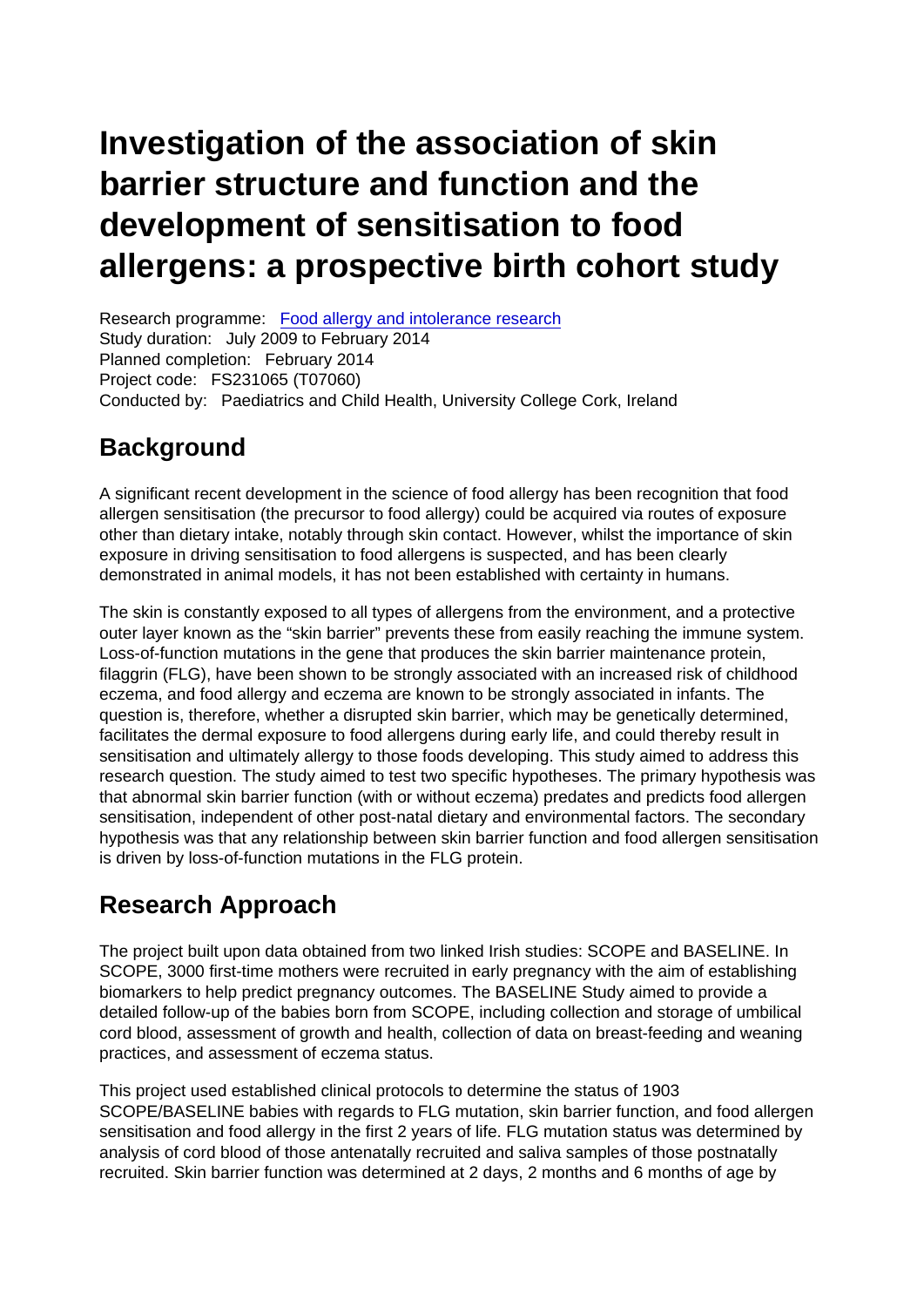# Investigation of the association of skin barrier structure and function and the development of sensitisation to food allergens: a prospective birth cohort study

Research programme: [Food allergy and intolerance research]
Study duration: July 2009 to February 2014
Planned completion: February 2014
Project code: FS231065 (T07060)
Conducted by: Paediatrics and Child Health, University College Cork, Ireland

## Background

A significant recent development in the science of food allergy has been recognition that food allergen sensitisation (the precursor to food allergy) could be acquired via routes of exposure other than dietary intake, notably through skin contact. However, whilst the importance of skin exposure in driving sensitisation to food allergens is suspected, and has been clearly demonstrated in animal models, it has not been established with certainty in humans.

The skin is constantly exposed to all types of allergens from the environment, and a protective outer layer known as the "skin barrier" prevents these from easily reaching the immune system. Loss-of-function mutations in the gene that produces the skin barrier maintenance protein, filaggrin (FLG), have been shown to be strongly associated with an increased risk of childhood eczema, and food allergy and eczema are known to be strongly associated in infants. The question is, therefore, whether a disrupted skin barrier, which may be genetically determined, facilitates the dermal exposure to food allergens during early life, and could thereby result in sensitisation and ultimately allergy to those foods developing. This study aimed to address this research question. The study aimed to test two specific hypotheses. The primary hypothesis was that abnormal skin barrier function (with or without eczema) predates and predicts food allergen sensitisation, independent of other post-natal dietary and environmental factors. The secondary hypothesis was that any relationship between skin barrier function and food allergen sensitisation is driven by loss-of-function mutations in the FLG protein.

## Research Approach

The project built upon data obtained from two linked Irish studies: SCOPE and BASELINE. In SCOPE, 3000 first-time mothers were recruited in early pregnancy with the aim of establishing biomarkers to help predict pregnancy outcomes. The BASELINE Study aimed to provide a detailed follow-up of the babies born from SCOPE, including collection and storage of umbilical cord blood, assessment of growth and health, collection of data on breast-feeding and weaning practices, and assessment of eczema status.

This project used established clinical protocols to determine the status of 1903 SCOPE/BASELINE babies with regards to FLG mutation, skin barrier function, and food allergen sensitisation and food allergy in the first 2 years of life. FLG mutation status was determined by analysis of cord blood of those antenatally recruited and saliva samples of those postnatally recruited. Skin barrier function was determined at 2 days, 2 months and 6 months of age by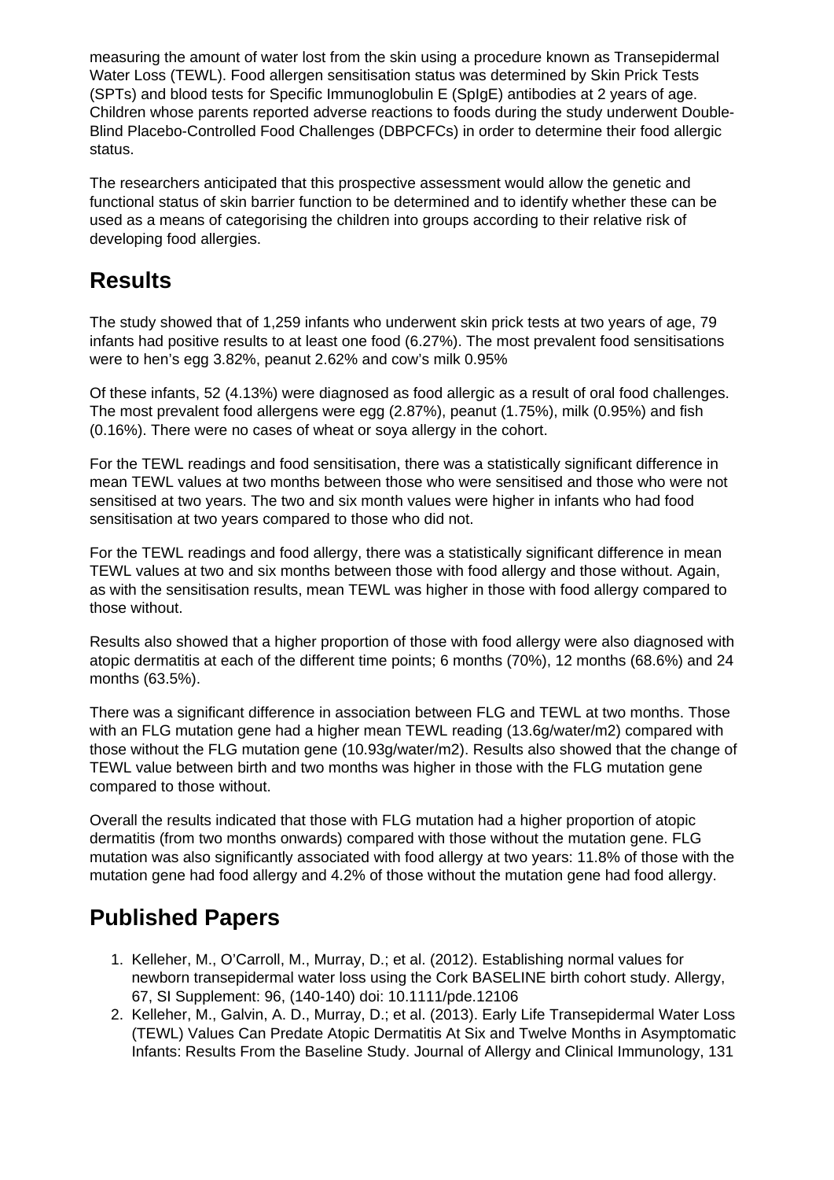measuring the amount of water lost from the skin using a procedure known as Transepidermal Water Loss (TEWL). Food allergen sensitisation status was determined by Skin Prick Tests (SPTs) and blood tests for Specific Immunoglobulin E (SpIgE) antibodies at 2 years of age. Children whose parents reported adverse reactions to foods during the study underwent Double-Blind Placebo-Controlled Food Challenges (DBPCFCs) in order to determine their food allergic status.

The researchers anticipated that this prospective assessment would allow the genetic and functional status of skin barrier function to be determined and to identify whether these can be used as a means of categorising the children into groups according to their relative risk of developing food allergies.

## Results

The study showed that of 1,259 infants who underwent skin prick tests at two years of age, 79 infants had positive results to at least one food (6.27%). The most prevalent food sensitisations were to hen's egg 3.82%, peanut 2.62% and cow's milk 0.95%

Of these infants, 52 (4.13%) were diagnosed as food allergic as a result of oral food challenges. The most prevalent food allergens were egg (2.87%), peanut (1.75%), milk (0.95%) and fish (0.16%). There were no cases of wheat or soya allergy in the cohort.

For the TEWL readings and food sensitisation, there was a statistically significant difference in mean TEWL values at two months between those who were sensitised and those who were not sensitised at two years. The two and six month values were higher in infants who had food sensitisation at two years compared to those who did not.

For the TEWL readings and food allergy, there was a statistically significant difference in mean TEWL values at two and six months between those with food allergy and those without. Again, as with the sensitisation results, mean TEWL was higher in those with food allergy compared to those without.

Results also showed that a higher proportion of those with food allergy were also diagnosed with atopic dermatitis at each of the different time points; 6 months (70%), 12 months (68.6%) and 24 months (63.5%).

There was a significant difference in association between FLG and TEWL at two months. Those with an FLG mutation gene had a higher mean TEWL reading (13.6g/water/m2) compared with those without the FLG mutation gene (10.93g/water/m2). Results also showed that the change of TEWL value between birth and two months was higher in those with the FLG mutation gene compared to those without.

Overall the results indicated that those with FLG mutation had a higher proportion of atopic dermatitis (from two months onwards) compared with those without the mutation gene. FLG mutation was also significantly associated with food allergy at two years: 11.8% of those with the mutation gene had food allergy and 4.2% of those without the mutation gene had food allergy.

## Published Papers

1. Kelleher, M., O'Carroll, M., Murray, D.; et al. (2012). Establishing normal values for newborn transepidermal water loss using the Cork BASELINE birth cohort study. Allergy, 67, SI Supplement: 96, (140-140) doi: 10.1111/pde.12106
2. Kelleher, M., Galvin, A. D., Murray, D.; et al. (2013). Early Life Transepidermal Water Loss (TEWL) Values Can Predate Atopic Dermatitis At Six and Twelve Months in Asymptomatic Infants: Results From the Baseline Study. Journal of Allergy and Clinical Immunology, 131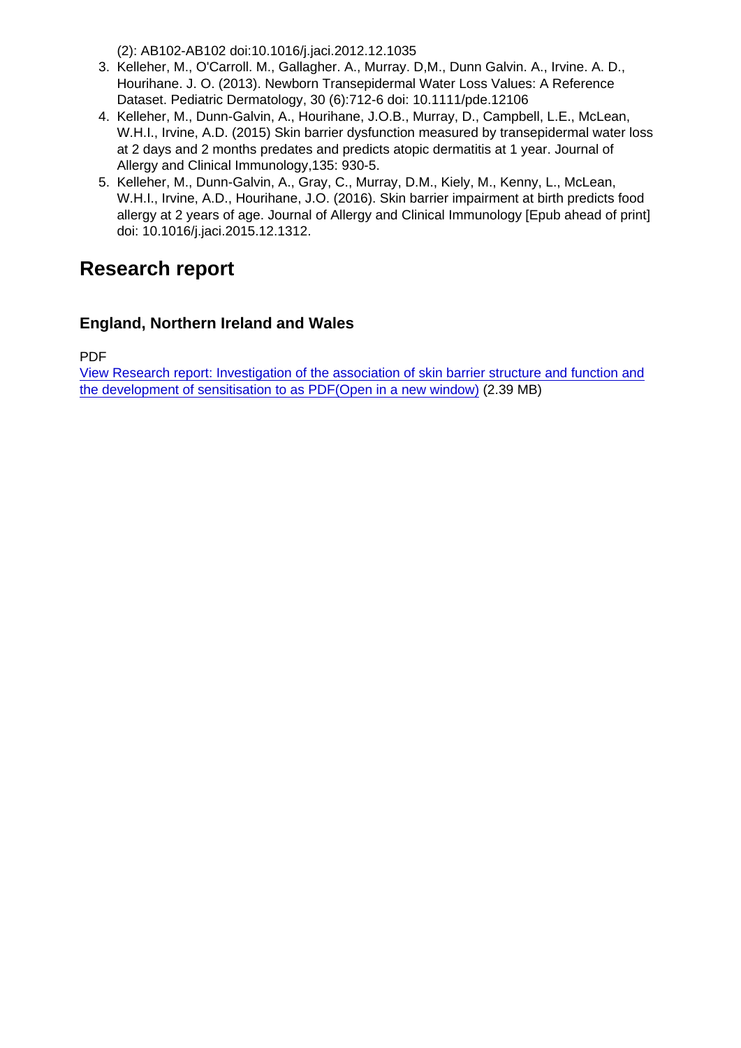(2): AB102-AB102 doi:10.1016/j.jaci.2012.12.1035

3. Kelleher, M., O'Carroll. M., Gallagher. A., Murray. D,M., Dunn Galvin. A., Irvine. A. D., Hourihane. J. O. (2013). Newborn Transepidermal Water Loss Values: A Reference Dataset. Pediatric Dermatology, 30 (6):712-6 doi: 10.1111/pde.12106
4. Kelleher, M., Dunn-Galvin, A., Hourihane, J.O.B., Murray, D., Campbell, L.E., McLean, W.H.I., Irvine, A.D. (2015) Skin barrier dysfunction measured by transepidermal water loss at 2 days and 2 months predates and predicts atopic dermatitis at 1 year. Journal of Allergy and Clinical Immunology,135: 930-5.
5. Kelleher, M., Dunn-Galvin, A., Gray, C., Murray, D.M., Kiely, M., Kenny, L., McLean, W.H.I., Irvine, A.D., Hourihane, J.O. (2016). Skin barrier impairment at birth predicts food allergy at 2 years of age. Journal of Allergy and Clinical Immunology [Epub ahead of print] doi: 10.1016/j.jaci.2015.12.1312.

## Research report

### England, Northern Ireland and Wales

PDF

View Research report: Investigation of the association of skin barrier structure and function and the development of sensitisation to as PDF(Open in a new window) (2.39 MB)